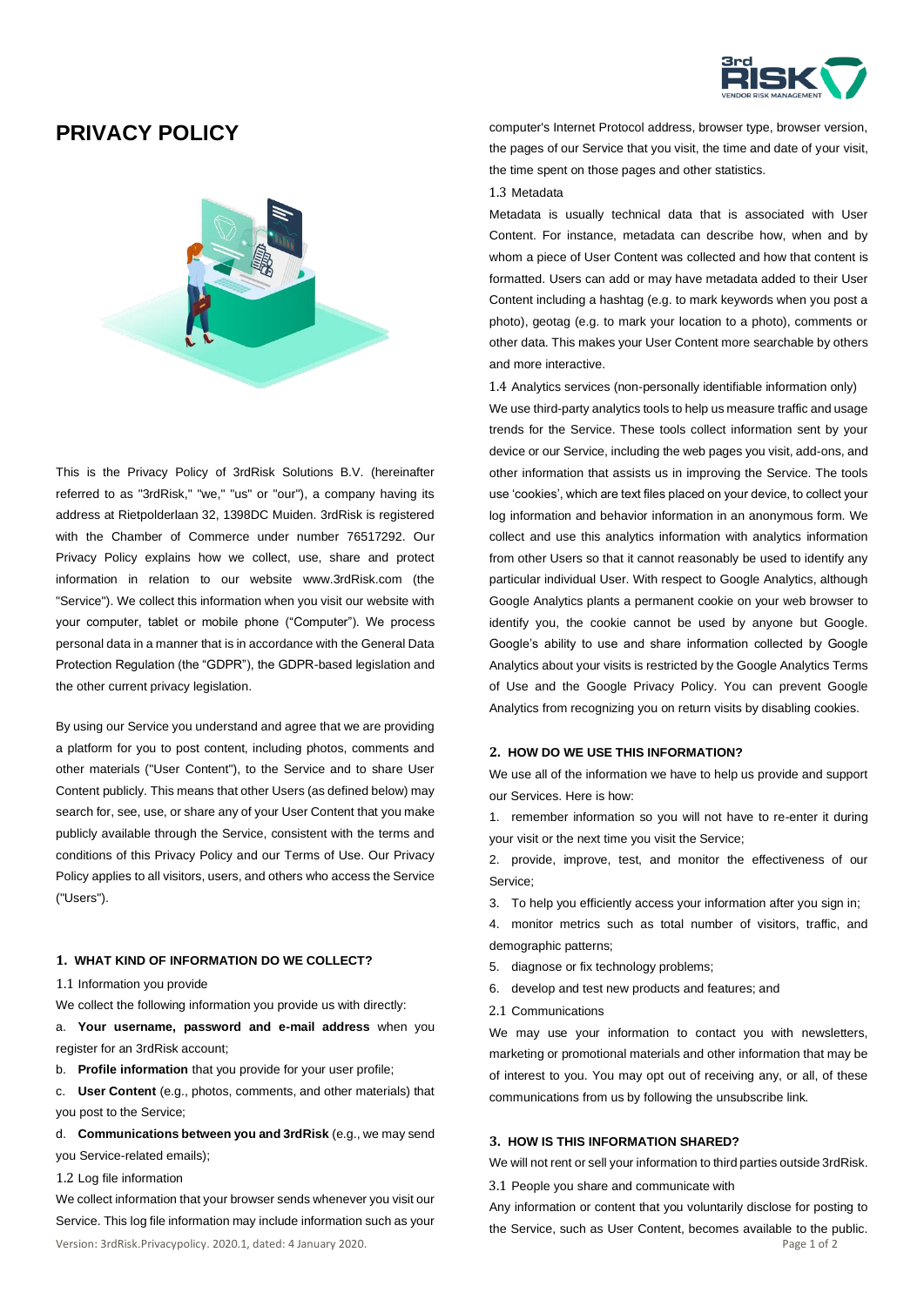# PRIVACY POLICY

This is the Privacy Policy of 3rdRisk Solutions B.V. (hereinafter referred to as "3rdRisk," "we," "us" or "our"), a company having its address at Rietpolderlaan 32, 1398DC Muiden. 3rdRisk is registered with the Chamber of Commerce under number 76517292. Our Privacy Policy explains how we collect, use, share and protect information in relation to our website www.3rdRisk.com (the "Service"). We collect this information when you visit our website with your computer, tablet or mobile phone ("Computer"). We process personal data in a manner that is in accordance with the General Data Protection Regulation (the "GDPR"), the GDPR-based legislation and the other current privacy legislation.

By using our Service you understand and agree that we are providing a platform for you to post content, including photos, comments and other materials ("User Content"), to the Service and to share User Content publicly. This means that other Users (as defined below) may search for, see, use, or share any of your User Content that you make publicly available through the Service, consistent with the terms and conditions of this Privacy Policy and our Terms of Use. Our Privacy Policy applies to all visitors, users, and others who access the Service ("Users").

## 1. WHAT KIND OF INFORMATION DO WE COLLECT?

1.1 Information you provide

We collect the following information you provide us with directly:

a. **Your username, password and e-mail address** when you register for an 3rdRisk account;

b. **Profile information** that you provide for your user profile;

c. **User Content** (e.g., photos, comments, and other materials) that you post to the Service;

d. **Communications between you and 3rdRisk** (e.g., we may send you Service-related emails);

1.2 Log file information

We collect log file information that your browser sends whenever you visit our Service. This log file information may include information such as your computer's Internet Protocol address, browser type, browser version, the pages of our Service that you visit, the time and date of your visit, the time spent on those pages and other statistics.

1.3 Metadata

Metadata is usually technical data that is associated with User Content. For instance, metadata can describe how, when and by whom a piece of User Content was collected and how that content is formatted. Users can add or may have metadata added to their User Content including a hashtag (e.g. to mark keywords when you post a photo), geotag (e.g. to mark your location to a photo), comments or other data. This makes your User Content more searchable by others and more interactive.

1.4 Analytics services (non-personally identifiable information only)

We use third-party analytics tools to help us measure traffic and usage trends for the Service. These tools collect information sent by your device or our Service, including the web pages you visit, add-ons, and other information that assists us in improving the Service. The tools use 'cookies', which are text files placed on your device, to collect your log information and behavior information in an anonymous form. We collect and use this analytics information with analytics information from other Users so that it cannot reasonably be used to identify any particular individual User. With respect to Google Analytics, although Google Analytics plants a permanent cookie on your web browser to identify you, the cookie cannot be used by anyone but Google. Google's ability to use and share information collected by Google Analytics about your visits is restricted by the Google Analytics Terms of Use and the Google Privacy Policy. You can prevent Google Analytics from recognizing you on return visits by disabling cookies.

## 2. HOW DO WE USE THIS INFORMATION?

We use all of the information we have to help us provide and support our Services. Here is how:

1. remember information so you will not have to re-enter it during your visit or the next time you visit the Service;
2. provide, improve, test, and monitor the effectiveness of our Service;
3. To help you efficiently access your information after you sign in;
4. monitor metrics such as total number of visitors, traffic, and demographic patterns;
5. diagnose or fix technology problems;
6. develop and test new products and features; and

2.1 Communications

We may use your information to contact you with newsletters, marketing or promotional materials and other information that may be of interest to you. You may opt out of receiving any, or all, of these communications from us by following the unsubscribe link.

## 3. HOW IS THIS INFORMATION SHARED?

We will not rent or sell your information to third parties outside 3rdRisk.

3.1 People you share and communicate with

Any information or content that you voluntarily disclose for posting to the Service, such as User Content, becomes available to the public.

Version: 3rdRisk.Privacypolicy. 2020.1, dated: 4 January 2020.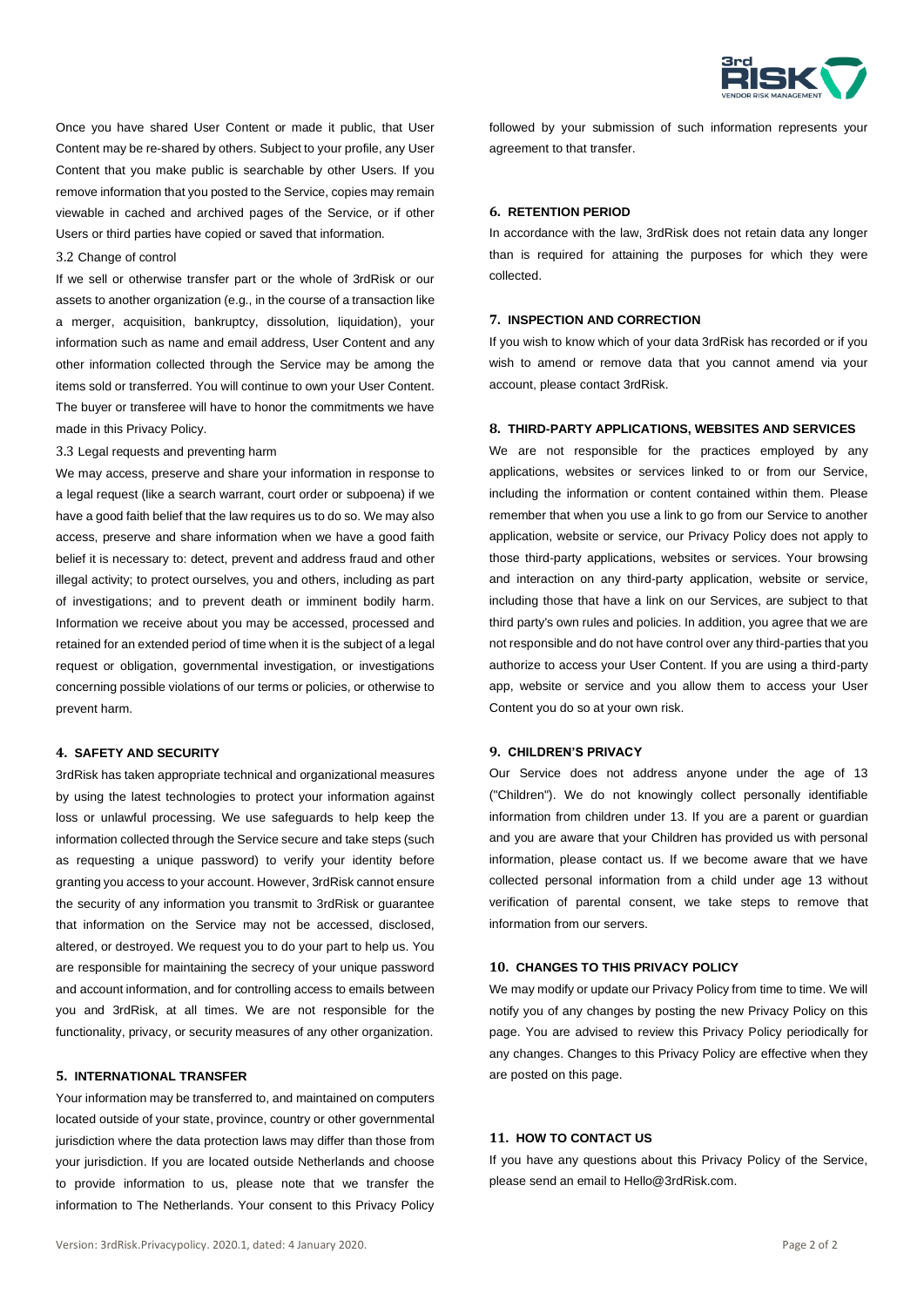Once you have shared User Content or made it public, that User Content may be re-shared by others. Subject to your profile, any User Content that you make public is searchable by other Users. If you remove information that you posted to the Service, copies may remain viewable in cached and archived pages of the Service, or if other Users or third parties have copied or saved that information.

3.2 Change of control

If we sell or otherwise transfer part or the whole of 3rdRisk or our assets to another organization (e.g., in the course of a transaction like a merger, acquisition, bankruptcy, dissolution, liquidation), your information such as name and email address, User Content and any other information collected through the Service may be among the items sold or transferred. You will continue to own your User Content. The buyer or transferee will have to honor the commitments we have made in this Privacy Policy.

3.3 Legal requests and preventing harm

We may access, preserve and share your information in response to a legal request (like a search warrant, court order or subpoena) if we have a good faith belief that the law requires us to do so. We may also access, preserve and share information when we have a good faith belief it is necessary to: detect, prevent and address fraud and other illegal activity; to protect ourselves, you and others, including as part of investigations; and to prevent death or imminent bodily harm. Information we receive about you may be accessed, processed and retained for an extended period of time when it is the subject of a legal request or obligation, governmental investigation, or investigations concerning possible violations of our terms or policies, or otherwise to prevent harm.

## 4. SAFETY AND SECURITY

3rdRisk has taken appropriate technical and organizational measures by using the latest technologies to protect your information against loss or unlawful processing. We use safeguards to help keep the information collected through the Service secure and take steps (such as requesting a unique password) to verify your identity before granting you access to your account. However, 3rdRisk cannot ensure the security of any information you transmit to 3rdRisk or guarantee that information on the Service may not be accessed, disclosed, altered, or destroyed. We request you to do your part to help us. You are responsible for maintaining the secrecy of your unique password and account information, and for controlling access to emails between you and 3rdRisk, at all times. We are not responsible for the functionality, privacy, or security measures of any other organization.

## 5. INTERNATIONAL TRANSFER

Your information may be transferred to, and maintained on computers located outside of your state, province, country or other governmental jurisdiction where the data protection laws may differ than those from your jurisdiction. If you are located outside Netherlands and choose to provide information to us, please note that we transfer the information to The Netherlands. Your consent to this Privacy Policy followed by your submission of such information represents your agreement to that transfer.

## 6. RETENTION PERIOD

In accordance with the law, 3rdRisk does not retain data any longer than is required for attaining the purposes for which they were collected.

## 7. INSPECTION AND CORRECTION

If you wish to know which of your data 3rdRisk has recorded or if you wish to amend or remove data that you cannot amend via your account, please contact 3rdRisk.

## 8. THIRD-PARTY APPLICATIONS, WEBSITES AND SERVICES

We are not responsible for the practices employed by any applications, websites or services linked to or from our Service, including the information or content contained within them. Please remember that when you use a link to go from our Service to another application, website or service, our Privacy Policy does not apply to those third-party applications, websites or services. Your browsing and interaction on any third-party application, website or service, including those that have a link on our Services, are subject to that third party's own rules and policies. In addition, you agree that we are not responsible and do not have control over any third-parties that you authorize to access your User Content. If you are using a third-party app, website or service and you allow them to access your User Content you do so at your own risk.

## 9. CHILDREN'S PRIVACY

Our Service does not address anyone under the age of 13 ("Children"). We do not knowingly collect personally identifiable information from children under 13. If you are a parent or guardian and you are aware that your Children has provided us with personal information, please contact us. If we become aware that we have collected personal information from a child under age 13 without verification of parental consent, we take steps to remove that information from our servers.

## 10. CHANGES TO THIS PRIVACY POLICY

We may modify or update our Privacy Policy from time to time. We will notify you of any changes by posting the new Privacy Policy on this page. You are advised to review this Privacy Policy periodically for any changes. Changes to this Privacy Policy are effective when they are posted on this page.

## 11. HOW TO CONTACT US

If you have any questions about this Privacy Policy of the Service, please send an email to Hello@3rdRisk.com.

Version: 3rdRisk.Privacypolicy. 2020.1, dated: 4 January 2020.